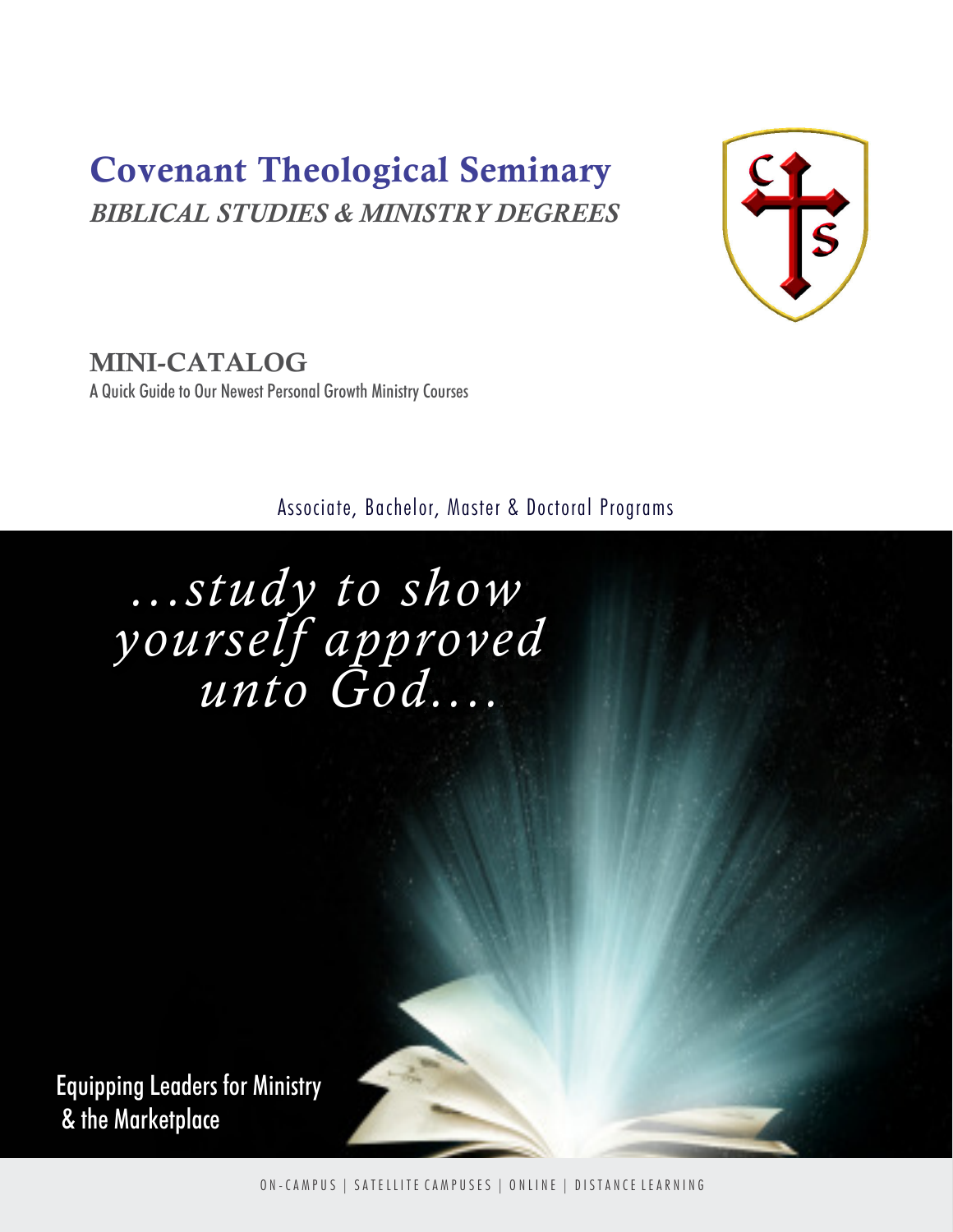# Covenant Theological Seminary

***BIBLICAL STUDIES & MINISTRY DEGREES***

## MINI-CATALOG

A Quick Guide to Our Newest Personal Growth Ministry Courses

Associate, Bachelor, Master & Doctoral Programs

*...study to show yourself approved unto God....*

Equipping Leaders for Ministry & the Marketplace

ON-CAMPUS | SATELLITE CAMPUSES | ONLINE | DISTANCE LEARNING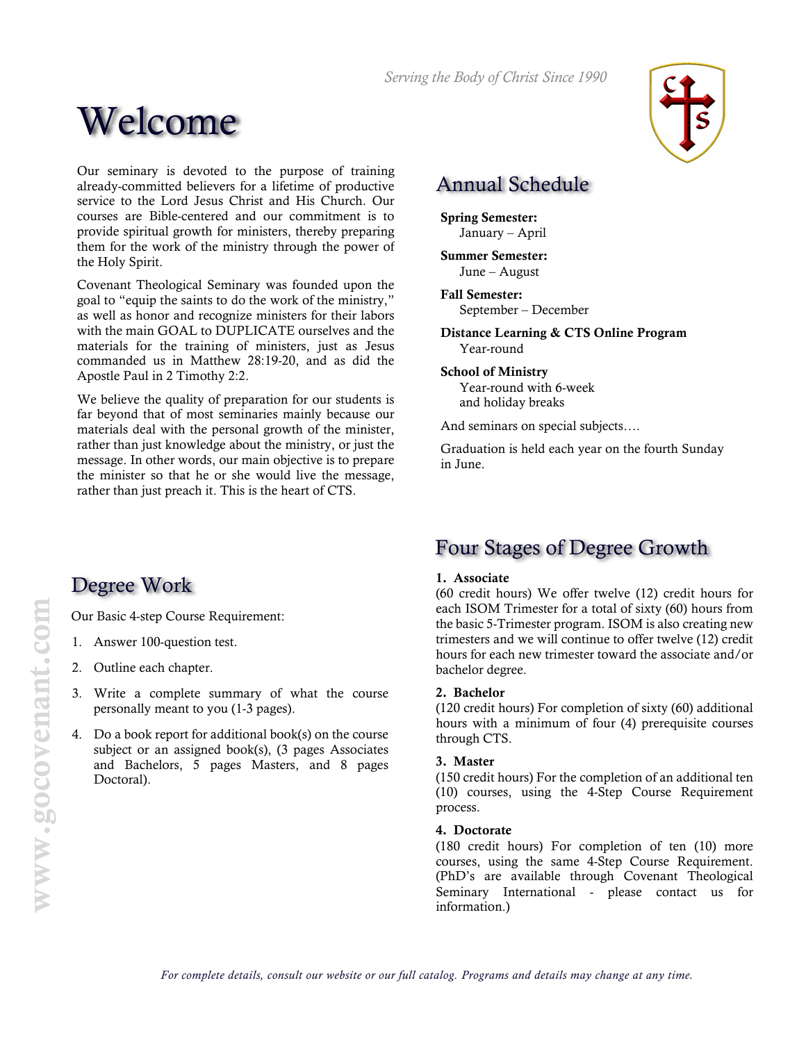*Serving the Body of Christ Since 1990*

# Welcome

Our seminary is devoted to the purpose of training already-committed believers for a lifetime of productive service to the Lord Jesus Christ and His Church. Our courses are Bible-centered and our commitment is to provide spiritual growth for ministers, thereby preparing them for the work of the ministry through the power of the Holy Spirit.

Covenant Theological Seminary was founded upon the goal to "equip the saints to do the work of the ministry," as well as honor and recognize ministers for their labors with the main GOAL to DUPLICATE ourselves and the materials for the training of ministers, just as Jesus commanded us in Matthew 28:19-20, and as did the Apostle Paul in 2 Timothy 2:2.

We believe the quality of preparation for our students is far beyond that of most seminaries mainly because our materials deal with the personal growth of the minister, rather than just knowledge about the ministry, or just the message. In other words, our main objective is to prepare the minister so that he or she would live the message, rather than just preach it. This is the heart of CTS.

## Annual Schedule

**Spring Semester:**
January – April

**Summer Semester:**
June – August

**Fall Semester:**
September – December

**Distance Learning & CTS Online Program**
Year-round

**School of Ministry**
Year-round with 6-week and holiday breaks

And seminars on special subjects….

Graduation is held each year on the fourth Sunday in June.

## Degree Work

Our Basic 4-step Course Requirement:

1. Answer 100-question test.
2. Outline each chapter.
3. Write a complete summary of what the course personally meant to you (1-3 pages).
4. Do a book report for additional book(s) on the course subject or an assigned book(s), (3 pages Associates and Bachelors, 5 pages Masters, and 8 pages Doctoral).

## Four Stages of Degree Growth

**1. Associate**
(60 credit hours) We offer twelve (12) credit hours for each ISOM Trimester for a total of sixty (60) hours from the basic 5-Trimester program. ISOM is also creating new trimesters and we will continue to offer twelve (12) credit hours for each new trimester toward the associate and/or bachelor degree.

**2. Bachelor**
(120 credit hours) For completion of sixty (60) additional hours with a minimum of four (4) prerequisite courses through CTS.

**3. Master**
(150 credit hours) For the completion of an additional ten (10) courses, using the 4-Step Course Requirement process.

**4. Doctorate**
(180 credit hours) For completion of ten (10) more courses, using the same 4-Step Course Requirement. (PhD's are available through Covenant Theological Seminary International - please contact us for information.)

www.gocovenant.com

*For complete details, consult our website or our full catalog. Programs and details may change at any time.*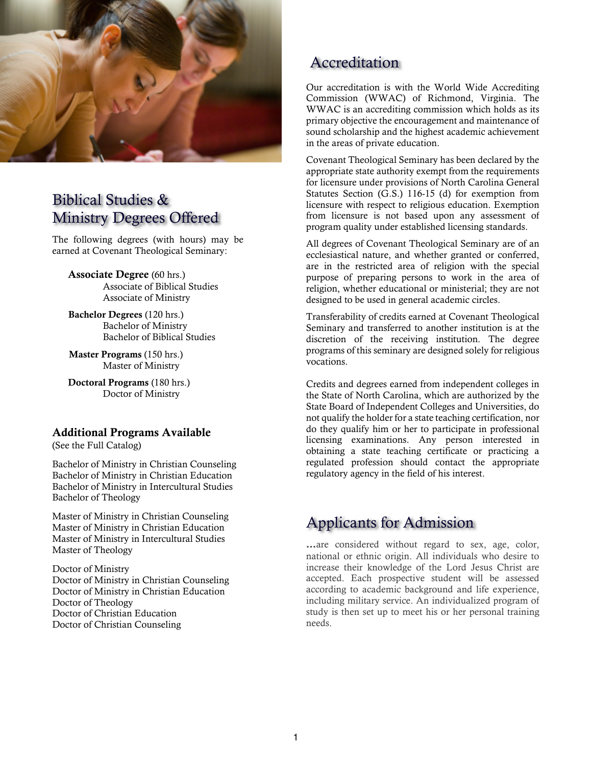## Biblical Studies & Ministry Degrees Offered

The following degrees (with hours) may be earned at Covenant Theological Seminary:

**Associate Degree** (60 hrs.)
- Associate of Biblical Studies
- Associate of Ministry

**Bachelor Degrees** (120 hrs.)
- Bachelor of Ministry
- Bachelor of Biblical Studies

**Master Programs** (150 hrs.)
- Master of Ministry

**Doctoral Programs** (180 hrs.)
- Doctor of Ministry

### Additional Programs Available

(See the Full Catalog)

Bachelor of Ministry in Christian Counseling
Bachelor of Ministry in Christian Education
Bachelor of Ministry in Intercultural Studies
Bachelor of Theology

Master of Ministry in Christian Counseling
Master of Ministry in Christian Education
Master of Ministry in Intercultural Studies
Master of Theology

Doctor of Ministry
Doctor of Ministry in Christian Counseling
Doctor of Ministry in Christian Education
Doctor of Theology
Doctor of Christian Education
Doctor of Christian Counseling

## Accreditation

Our accreditation is with the World Wide Accrediting Commission (WWAC) of Richmond, Virginia. The WWAC is an accrediting commission which holds as its primary objective the encouragement and maintenance of sound scholarship and the highest academic achievement in the areas of private education.

Covenant Theological Seminary has been declared by the appropriate state authority exempt from the requirements for licensure under provisions of North Carolina General Statutes Section (G.S.) 116-15 (d) for exemption from licensure with respect to religious education. Exemption from licensure is not based upon any assessment of program quality under established licensing standards.

All degrees of Covenant Theological Seminary are of an ecclesiastical nature, and whether granted or conferred, are in the restricted area of religion with the special purpose of preparing persons to work in the area of religion, whether educational or ministerial; they are not designed to be used in general academic circles.

Transferability of credits earned at Covenant Theological Seminary and transferred to another institution is at the discretion of the receiving institution. The degree programs of this seminary are designed solely for religious vocations.

Credits and degrees earned from independent colleges in the State of North Carolina, which are authorized by the State Board of Independent Colleges and Universities, do not qualify the holder for a state teaching certification, nor do they qualify him or her to participate in professional licensing examinations. Any person interested in obtaining a state teaching certificate or practicing a regulated profession should contact the appropriate regulatory agency in the field of his interest.

## Applicants for Admission

...are considered without regard to sex, age, color, national or ethnic origin. All individuals who desire to increase their knowledge of the Lord Jesus Christ are accepted. Each prospective student will be assessed according to academic background and life experience, including military service. An individualized program of study is then set up to meet his or her personal training needs.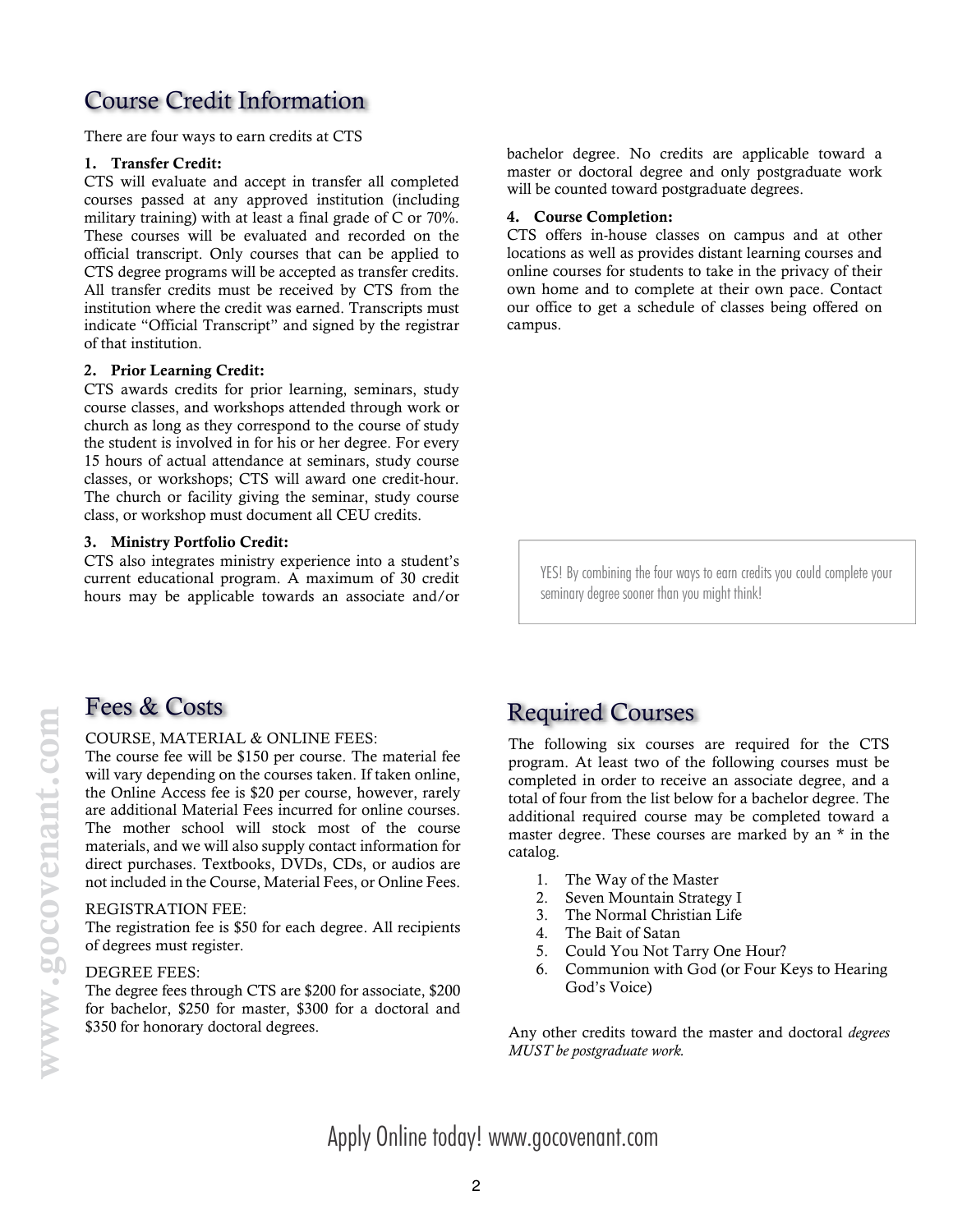## Course Credit Information

There are four ways to earn credits at CTS

1. **Transfer Credit:**
CTS will evaluate and accept in transfer all completed courses passed at any approved institution (including military training) with at least a final grade of C or 70%. These courses will be evaluated and recorded on the official transcript. Only courses that can be applied to CTS degree programs will be accepted as transfer credits. All transfer credits must be received by CTS from the institution where the credit was earned. Transcripts must indicate "Official Transcript" and signed by the registrar of that institution.

2. **Prior Learning Credit:**
CTS awards credits for prior learning, seminars, study course classes, and workshops attended through work or church as long as they correspond to the course of study the student is involved in for his or her degree. For every 15 hours of actual attendance at seminars, study course classes, or workshops; CTS will award one credit-hour. The church or facility giving the seminar, study course class, or workshop must document all CEU credits.

3. **Ministry Portfolio Credit:**
CTS also integrates ministry experience into a student's current educational program. A maximum of 30 credit hours may be applicable towards an associate and/or bachelor degree. No credits are applicable toward a master or doctoral degree and only postgraduate work will be counted toward postgraduate degrees.

4. **Course Completion:**
CTS offers in-house classes on campus and at other locations as well as provides distant learning courses and online courses for students to take in the privacy of their own home and to complete at their own pace. Contact our office to get a schedule of classes being offered on campus.

YES! By combining the four ways to earn credits you could complete your seminary degree sooner than you might think!

## Fees & Costs

COURSE, MATERIAL & ONLINE FEES:
The course fee will be $150 per course. The material fee will vary depending on the courses taken. If taken online, the Online Access fee is $20 per course, however, rarely are additional Material Fees incurred for online courses. The mother school will stock most of the course materials, and we will also supply contact information for direct purchases. Textbooks, DVDs, CDs, or audios are not included in the Course, Material Fees, or Online Fees.

REGISTRATION FEE:
The registration fee is $50 for each degree. All recipients of degrees must register.

DEGREE FEES:
The degree fees through CTS are $200 for associate, $200 for bachelor, $250 for master, $300 for a doctoral and $350 for honorary doctoral degrees.

## Required Courses

The following six courses are required for the CTS program. At least two of the following courses must be completed in order to receive an associate degree, and a total of four from the list below for a bachelor degree. The additional required course may be completed toward a master degree. These courses are marked by an * in the catalog.

1. The Way of the Master
2. Seven Mountain Strategy I
3. The Normal Christian Life
4. The Bait of Satan
5. Could You Not Tarry One Hour?
6. Communion with God (or Four Keys to Hearing God's Voice)

Any other credits toward the master and doctoral *degrees MUST be postgraduate work.*

Apply Online today! www.gocovenant.com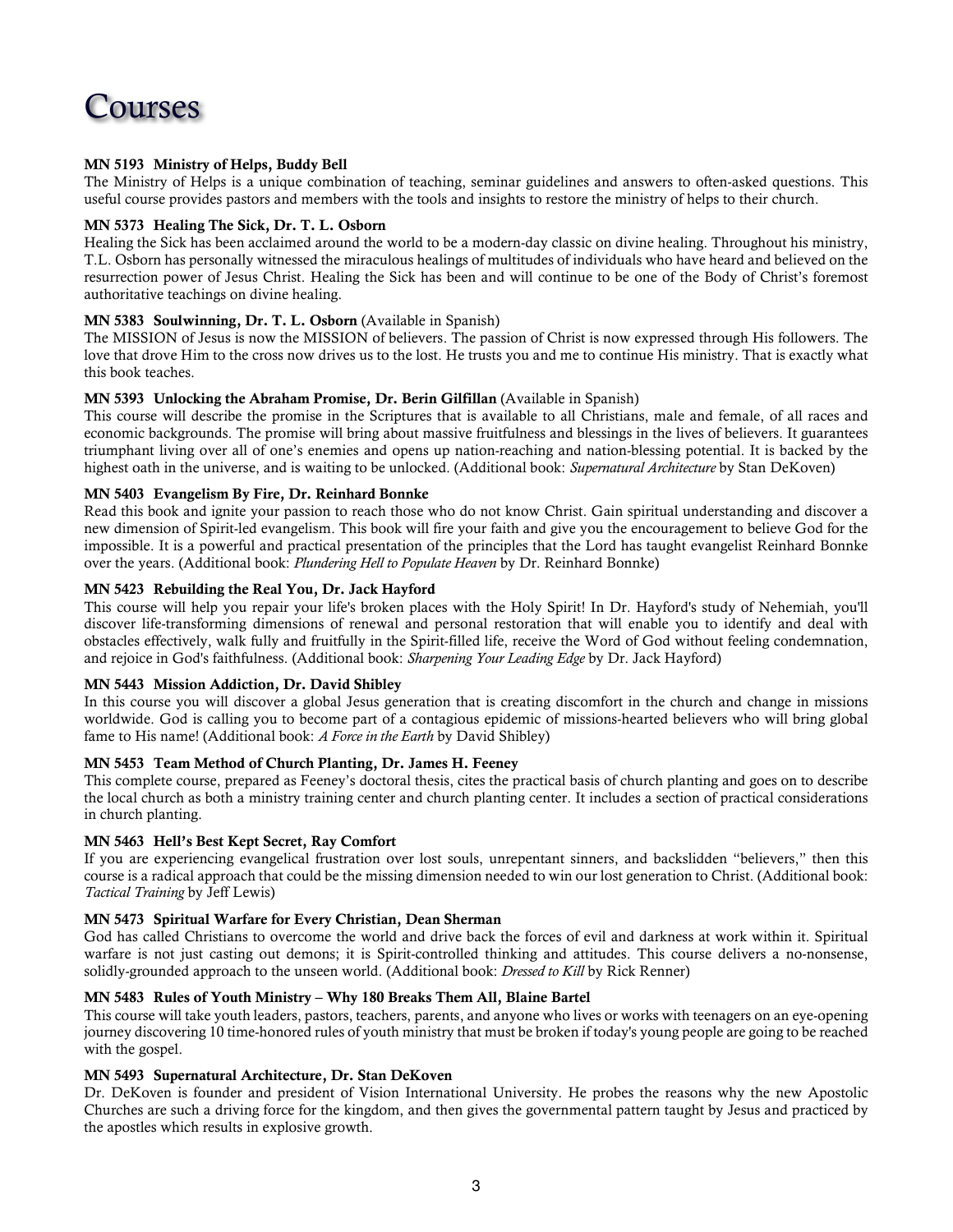# Courses

**MN 5193 Ministry of Helps, Buddy Bell**
The Ministry of Helps is a unique combination of teaching, seminar guidelines and answers to often-asked questions. This useful course provides pastors and members with the tools and insights to restore the ministry of helps to their church.

**MN 5373 Healing The Sick, Dr. T. L. Osborn**
Healing the Sick has been acclaimed around the world to be a modern-day classic on divine healing. Throughout his ministry, T.L. Osborn has personally witnessed the miraculous healings of multitudes of individuals who have heard and believed on the resurrection power of Jesus Christ. Healing the Sick has been and will continue to be one of the Body of Christ's foremost authoritative teachings on divine healing.

**MN 5383 Soulwinning, Dr. T. L. Osborn** (Available in Spanish)
The MISSION of Jesus is now the MISSION of believers. The passion of Christ is now expressed through His followers. The love that drove Him to the cross now drives us to the lost. He trusts you and me to continue His ministry. That is exactly what this book teaches.

**MN 5393 Unlocking the Abraham Promise, Dr. Berin Gilfillan** (Available in Spanish)
This course will describe the promise in the Scriptures that is available to all Christians, male and female, of all races and economic backgrounds. The promise will bring about massive fruitfulness and blessings in the lives of believers. It guarantees triumphant living over all of one's enemies and opens up nation-reaching and nation-blessing potential. It is backed by the highest oath in the universe, and is waiting to be unlocked. (Additional book: *Supernatural Architecture* by Stan DeKoven)

**MN 5403 Evangelism By Fire, Dr. Reinhard Bonnke**
Read this book and ignite your passion to reach those who do not know Christ. Gain spiritual understanding and discover a new dimension of Spirit-led evangelism. This book will fire your faith and give you the encouragement to believe God for the impossible. It is a powerful and practical presentation of the principles that the Lord has taught evangelist Reinhard Bonnke over the years. (Additional book: *Plundering Hell to Populate Heaven* by Dr. Reinhard Bonnke)

**MN 5423 Rebuilding the Real You, Dr. Jack Hayford**
This course will help you repair your life's broken places with the Holy Spirit! In Dr. Hayford's study of Nehemiah, you'll discover life-transforming dimensions of renewal and personal restoration that will enable you to identify and deal with obstacles effectively, walk fully and fruitfully in the Spirit-filled life, receive the Word of God without feeling condemnation, and rejoice in God's faithfulness. (Additional book: *Sharpening Your Leading Edge* by Dr. Jack Hayford)

**MN 5443 Mission Addiction, Dr. David Shibley**
In this course you will discover a global Jesus generation that is creating discomfort in the church and change in missions worldwide. God is calling you to become part of a contagious epidemic of missions-hearted believers who will bring global fame to His name! (Additional book: *A Force in the Earth* by David Shibley)

**MN 5453 Team Method of Church Planting, Dr. James H. Feeney**
This complete course, prepared as Feeney's doctoral thesis, cites the practical basis of church planting and goes on to describe the local church as both a ministry training center and church planting center. It includes a section of practical considerations in church planting.

**MN 5463 Hell's Best Kept Secret, Ray Comfort**
If you are experiencing evangelical frustration over lost souls, unrepentant sinners, and backslidden "believers," then this course is a radical approach that could be the missing dimension needed to win our lost generation to Christ. (Additional book: *Tactical Training* by Jeff Lewis)

**MN 5473 Spiritual Warfare for Every Christian, Dean Sherman**
God has called Christians to overcome the world and drive back the forces of evil and darkness at work within it. Spiritual warfare is not just casting out demons; it is Spirit-controlled thinking and attitudes. This course delivers a no-nonsense, solidly-grounded approach to the unseen world. (Additional book: *Dressed to Kill* by Rick Renner)

**MN 5483 Rules of Youth Ministry – Why 180 Breaks Them All, Blaine Bartel**
This course will take youth leaders, pastors, teachers, parents, and anyone who lives or works with teenagers on an eye-opening journey discovering 10 time-honored rules of youth ministry that must be broken if today's young people are going to be reached with the gospel.

**MN 5493 Supernatural Architecture, Dr. Stan DeKoven**
Dr. DeKoven is founder and president of Vision International University. He probes the reasons why the new Apostolic Churches are such a driving force for the kingdom, and then gives the governmental pattern taught by Jesus and practiced by the apostles which results in explosive growth.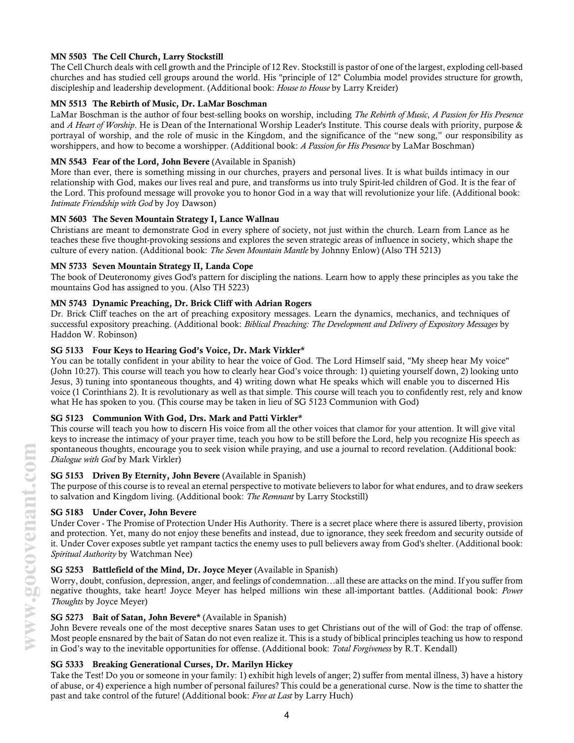**MN 5503 The Cell Church, Larry Stockstill**

The Cell Church deals with cell growth and the Principle of 12 Rev. Stockstill is pastor of one of the largest, exploding cell-based churches and has studied cell groups around the world. His "principle of 12" Columbia model provides structure for growth, discipleship and leadership development. (Additional book: *House to House* by Larry Kreider)

**MN 5513 The Rebirth of Music, Dr. LaMar Boschman**

LaMar Boschman is the author of four best-selling books on worship, including *The Rebirth of Music*, *A Passion for His Presence* and *A Heart of Worship*. He is Dean of the International Worship Leader's Institute. This course deals with priority, purpose & portrayal of worship, and the role of music in the Kingdom, and the significance of the "new song," our responsibility as worshippers, and how to become a worshipper. (Additional book: *A Passion for His Presence* by LaMar Boschman)

**MN 5543 Fear of the Lord, John Bevere** (Available in Spanish)

More than ever, there is something missing in our churches, prayers and personal lives. It is what builds intimacy in our relationship with God, makes our lives real and pure, and transforms us into truly Spirit-led children of God. It is the fear of the Lord. This profound message will provoke you to honor God in a way that will revolutionize your life. (Additional book: *Intimate Friendship with God* by Joy Dawson)

**MN 5603 The Seven Mountain Strategy I, Lance Wallnau**

Christians are meant to demonstrate God in every sphere of society, not just within the church. Learn from Lance as he teaches these five thought-provoking sessions and explores the seven strategic areas of influence in society, which shape the culture of every nation. (Additional book: *The Seven Mountain Mantle* by Johnny Enlow) (Also TH 5213)

**MN 5733 Seven Mountain Strategy II, Landa Cope**

The book of Deuteronomy gives God's pattern for discipling the nations. Learn how to apply these principles as you take the mountains God has assigned to you. (Also TH 5223)

**MN 5743 Dynamic Preaching, Dr. Brick Cliff with Adrian Rogers**

Dr. Brick Cliff teaches on the art of preaching expository messages. Learn the dynamics, mechanics, and techniques of successful expository preaching. (Additional book: *Biblical Preaching: The Development and Delivery of Expository Messages* by Haddon W. Robinson)

**SG 5133 Four Keys to Hearing God's Voice, Dr. Mark Virkler***

You can be totally confident in your ability to hear the voice of God. The Lord Himself said, "My sheep hear My voice" (John 10:27). This course will teach you how to clearly hear God's voice through: 1) quieting yourself down, 2) looking unto Jesus, 3) tuning into spontaneous thoughts, and 4) writing down what He speaks which will enable you to discerned His voice (1 Corinthians 2). It is revolutionary as well as that simple. This course will teach you to confidently rest, rely and know what He has spoken to you. (This course may be taken in lieu of SG 5123 Communion with God)

**SG 5123 Communion With God, Drs. Mark and Patti Virkler***

This course will teach you how to discern His voice from all the other voices that clamor for your attention. It will give vital keys to increase the intimacy of your prayer time, teach you how to be still before the Lord, help you recognize His speech as spontaneous thoughts, encourage you to seek vision while praying, and use a journal to record revelation. (Additional book: *Dialogue with God* by Mark Virkler)

**SG 5153 Driven By Eternity, John Bevere** (Available in Spanish)

The purpose of this course is to reveal an eternal perspective to motivate believers to labor for what endures, and to draw seekers to salvation and Kingdom living. (Additional book: *The Remnant* by Larry Stockstill)

**SG 5183 Under Cover, John Bevere**

Under Cover - The Promise of Protection Under His Authority. There is a secret place where there is assured liberty, provision and protection. Yet, many do not enjoy these benefits and instead, due to ignorance, they seek freedom and security outside of it. Under Cover exposes subtle yet rampant tactics the enemy uses to pull believers away from God's shelter. (Additional book: *Spiritual Authority* by Watchman Nee)

**SG 5253 Battlefield of the Mind, Dr. Joyce Meyer** (Available in Spanish)

Worry, doubt, confusion, depression, anger, and feelings of condemnation…all these are attacks on the mind. If you suffer from negative thoughts, take heart! Joyce Meyer has helped millions win these all-important battles. (Additional book: *Power Thoughts* by Joyce Meyer)

**SG 5273 Bait of Satan, John Bevere*** (Available in Spanish)

John Bevere reveals one of the most deceptive snares Satan uses to get Christians out of the will of God: the trap of offense. Most people ensnared by the bait of Satan do not even realize it. This is a study of biblical principles teaching us how to respond in God's way to the inevitable opportunities for offense. (Additional book: *Total Forgiveness* by R.T. Kendall)

**SG 5333 Breaking Generational Curses, Dr. Marilyn Hickey**

Take the Test! Do you or someone in your family: 1) exhibit high levels of anger; 2) suffer from mental illness, 3) have a history of abuse, or 4) experience a high number of personal failures? This could be a generational curse. Now is the time to shatter the past and take control of the future! (Additional book: *Free at Last* by Larry Huch)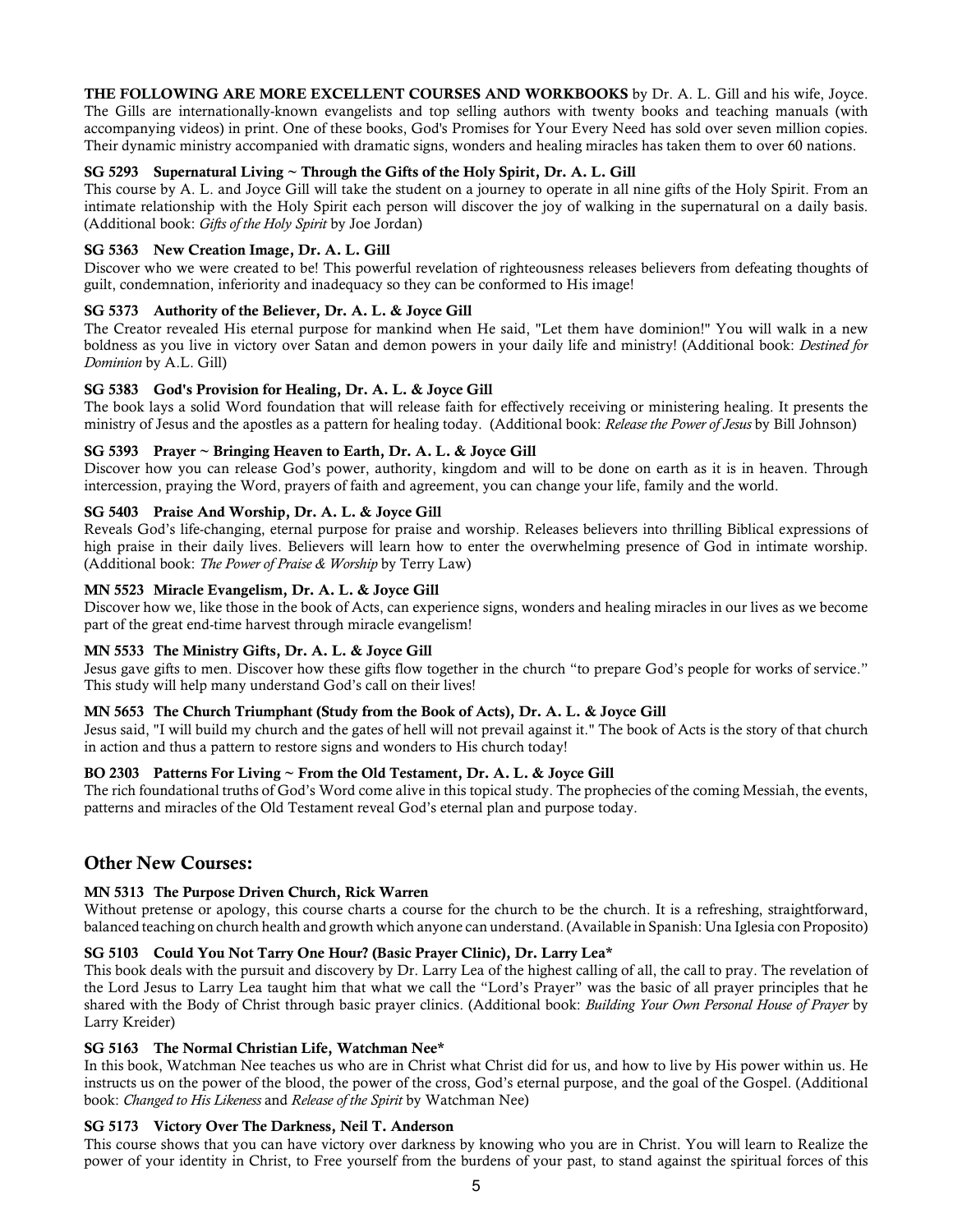**THE FOLLOWING ARE MORE EXCELLENT COURSES AND WORKBOOKS** by Dr. A. L. Gill and his wife, Joyce. The Gills are internationally-known evangelists and top selling authors with twenty books and teaching manuals (with accompanying videos) in print. One of these books, God's Promises for Your Every Need has sold over seven million copies. Their dynamic ministry accompanied with dramatic signs, wonders and healing miracles has taken them to over 60 nations.

**SG 5293 Supernatural Living ~ Through the Gifts of the Holy Spirit, Dr. A. L. Gill**
This course by A. L. and Joyce Gill will take the student on a journey to operate in all nine gifts of the Holy Spirit. From an intimate relationship with the Holy Spirit each person will discover the joy of walking in the supernatural on a daily basis. (Additional book: *Gifts of the Holy Spirit* by Joe Jordan)

**SG 5363 New Creation Image, Dr. A. L. Gill**
Discover who we were created to be! This powerful revelation of righteousness releases believers from defeating thoughts of guilt, condemnation, inferiority and inadequacy so they can be conformed to His image!

**SG 5373 Authority of the Believer, Dr. A. L. & Joyce Gill**
The Creator revealed His eternal purpose for mankind when He said, "Let them have dominion!" You will walk in a new boldness as you live in victory over Satan and demon powers in your daily life and ministry! (Additional book: *Destined for Dominion* by A.L. Gill)

**SG 5383 God's Provision for Healing, Dr. A. L. & Joyce Gill**
The book lays a solid Word foundation that will release faith for effectively receiving or ministering healing. It presents the ministry of Jesus and the apostles as a pattern for healing today. (Additional book: *Release the Power of Jesus* by Bill Johnson)

**SG 5393 Prayer ~ Bringing Heaven to Earth, Dr. A. L. & Joyce Gill**
Discover how you can release God's power, authority, kingdom and will to be done on earth as it is in heaven. Through intercession, praying the Word, prayers of faith and agreement, you can change your life, family and the world.

**SG 5403 Praise And Worship, Dr. A. L. & Joyce Gill**
Reveals God's life-changing, eternal purpose for praise and worship. Releases believers into thrilling Biblical expressions of high praise in their daily lives. Believers will learn how to enter the overwhelming presence of God in intimate worship. (Additional book: *The Power of Praise & Worship* by Terry Law)

**MN 5523 Miracle Evangelism, Dr. A. L. & Joyce Gill**
Discover how we, like those in the book of Acts, can experience signs, wonders and healing miracles in our lives as we become part of the great end-time harvest through miracle evangelism!

**MN 5533 The Ministry Gifts, Dr. A. L. & Joyce Gill**
Jesus gave gifts to men. Discover how these gifts flow together in the church "to prepare God's people for works of service." This study will help many understand God's call on their lives!

**MN 5653 The Church Triumphant (Study from the Book of Acts), Dr. A. L. & Joyce Gill**
Jesus said, "I will build my church and the gates of hell will not prevail against it." The book of Acts is the story of that church in action and thus a pattern to restore signs and wonders to His church today!

**BO 2303 Patterns For Living ~ From the Old Testament, Dr. A. L. & Joyce Gill**
The rich foundational truths of God's Word come alive in this topical study. The prophecies of the coming Messiah, the events, patterns and miracles of the Old Testament reveal God's eternal plan and purpose today.

## Other New Courses:

**MN 5313 The Purpose Driven Church, Rick Warren**
Without pretense or apology, this course charts a course for the church to be the church. It is a refreshing, straightforward, balanced teaching on church health and growth which anyone can understand. (Available in Spanish: Una Iglesia con Proposito)

**SG 5103 Could You Not Tarry One Hour? (Basic Prayer Clinic), Dr. Larry Lea***
This book deals with the pursuit and discovery by Dr. Larry Lea of the highest calling of all, the call to pray. The revelation of the Lord Jesus to Larry Lea taught him that what we call the "Lord's Prayer" was the basic of all prayer principles that he shared with the Body of Christ through basic prayer clinics. (Additional book: *Building Your Own Personal House of Prayer* by Larry Kreider)

**SG 5163 The Normal Christian Life, Watchman Nee***
In this book, Watchman Nee teaches us who are in Christ what Christ did for us, and how to live by His power within us. He instructs us on the power of the blood, the power of the cross, God's eternal purpose, and the goal of the Gospel. (Additional book: *Changed to His Likeness* and *Release of the Spirit* by Watchman Nee)

**SG 5173 Victory Over The Darkness, Neil T. Anderson**
This course shows that you can have victory over darkness by knowing who you are in Christ. You will learn to Realize the power of your identity in Christ, to Free yourself from the burdens of your past, to stand against the spiritual forces of this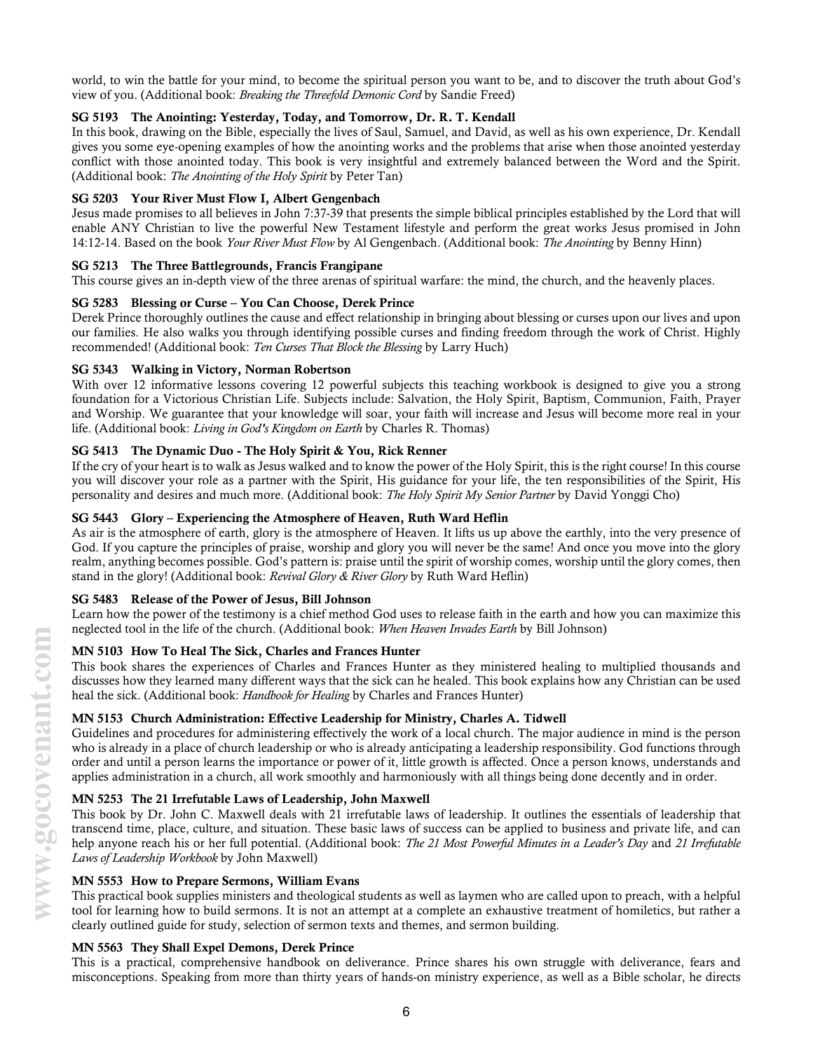world, to win the battle for your mind, to become the spiritual person you want to be, and to discover the truth about God's view of you. (Additional book: *Breaking the Threefold Demonic Cord* by Sandie Freed)

**SG 5193 The Anointing: Yesterday, Today, and Tomorrow, Dr. R. T. Kendall**

In this book, drawing on the Bible, especially the lives of Saul, Samuel, and David, as well as his own experience, Dr. Kendall gives you some eye-opening examples of how the anointing works and the problems that arise when those anointed yesterday conflict with those anointed today. This book is very insightful and extremely balanced between the Word and the Spirit. (Additional book: *The Anointing of the Holy Spirit* by Peter Tan)

**SG 5203 Your River Must Flow I, Albert Gengenbach**

Jesus made promises to all believes in John 7:37-39 that presents the simple biblical principles established by the Lord that will enable ANY Christian to live the powerful New Testament lifestyle and perform the great works Jesus promised in John 14:12-14. Based on the book *Your River Must Flow* by Al Gengenbach. (Additional book: *The Anointing* by Benny Hinn)

**SG 5213 The Three Battlegrounds, Francis Frangipane**

This course gives an in-depth view of the three arenas of spiritual warfare: the mind, the church, and the heavenly places.

**SG 5283 Blessing or Curse – You Can Choose, Derek Prince**

Derek Prince thoroughly outlines the cause and effect relationship in bringing about blessing or curses upon our lives and upon our families. He also walks you through identifying possible curses and finding freedom through the work of Christ. Highly recommended! (Additional book: *Ten Curses That Block the Blessing* by Larry Huch)

**SG 5343 Walking in Victory, Norman Robertson**

With over 12 informative lessons covering 12 powerful subjects this teaching workbook is designed to give you a strong foundation for a Victorious Christian Life. Subjects include: Salvation, the Holy Spirit, Baptism, Communion, Faith, Prayer and Worship. We guarantee that your knowledge will soar, your faith will increase and Jesus will become more real in your life. (Additional book: *Living in God's Kingdom on Earth* by Charles R. Thomas)

**SG 5413 The Dynamic Duo - The Holy Spirit & You, Rick Renner**

If the cry of your heart is to walk as Jesus walked and to know the power of the Holy Spirit, this is the right course! In this course you will discover your role as a partner with the Spirit, His guidance for your life, the ten responsibilities of the Spirit, His personality and desires and much more. (Additional book: *The Holy Spirit My Senior Partner* by David Yonggi Cho)

**SG 5443 Glory – Experiencing the Atmosphere of Heaven, Ruth Ward Heflin**

As air is the atmosphere of earth, glory is the atmosphere of Heaven. It lifts us up above the earthly, into the very presence of God. If you capture the principles of praise, worship and glory you will never be the same! And once you move into the glory realm, anything becomes possible. God's pattern is: praise until the spirit of worship comes, worship until the glory comes, then stand in the glory! (Additional book: *Revival Glory & River Glory* by Ruth Ward Heflin)

**SG 5483 Release of the Power of Jesus, Bill Johnson**

Learn how the power of the testimony is a chief method God uses to release faith in the earth and how you can maximize this neglected tool in the life of the church. (Additional book: *When Heaven Invades Earth* by Bill Johnson)

**MN 5103 How To Heal The Sick, Charles and Frances Hunter**

This book shares the experiences of Charles and Frances Hunter as they ministered healing to multiplied thousands and discusses how they learned many different ways that the sick can he healed. This book explains how any Christian can be used heal the sick. (Additional book: *Handbook for Healing* by Charles and Frances Hunter)

**MN 5153 Church Administration: Effective Leadership for Ministry, Charles A. Tidwell**

Guidelines and procedures for administering effectively the work of a local church. The major audience in mind is the person who is already in a place of church leadership or who is already anticipating a leadership responsibility. God functions through order and until a person learns the importance or power of it, little growth is affected. Once a person knows, understands and applies administration in a church, all work smoothly and harmoniously with all things being done decently and in order.

**MN 5253 The 21 Irrefutable Laws of Leadership, John Maxwell**

This book by Dr. John C. Maxwell deals with 21 irrefutable laws of leadership. It outlines the essentials of leadership that transcend time, place, culture, and situation. These basic laws of success can be applied to business and private life, and can help anyone reach his or her full potential. (Additional book: *The 21 Most Powerful Minutes in a Leader's Day* and *21 Irrefutable Laws of Leadership Workbook* by John Maxwell)

**MN 5553 How to Prepare Sermons, William Evans**

This practical book supplies ministers and theological students as well as laymen who are called upon to preach, with a helpful tool for learning how to build sermons. It is not an attempt at a complete an exhaustive treatment of homiletics, but rather a clearly outlined guide for study, selection of sermon texts and themes, and sermon building.

**MN 5563 They Shall Expel Demons, Derek Prince**

This is a practical, comprehensive handbook on deliverance. Prince shares his own struggle with deliverance, fears and misconceptions. Speaking from more than thirty years of hands-on ministry experience, as well as a Bible scholar, he directs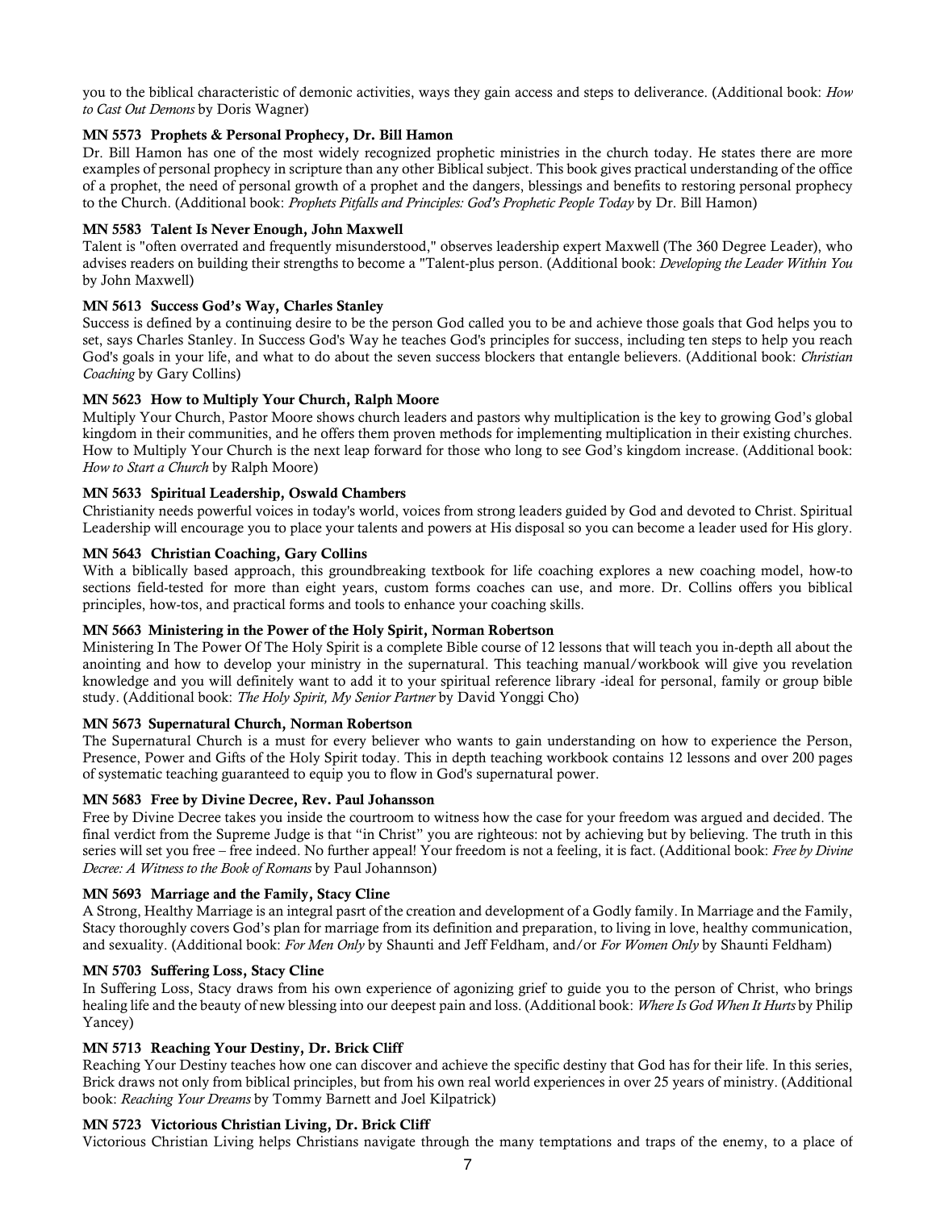you to the biblical characteristic of demonic activities, ways they gain access and steps to deliverance. (Additional book: *How to Cast Out Demons* by Doris Wagner)

**MN 5573 Prophets & Personal Prophecy, Dr. Bill Hamon**

Dr. Bill Hamon has one of the most widely recognized prophetic ministries in the church today. He states there are more examples of personal prophecy in scripture than any other Biblical subject. This book gives practical understanding of the office of a prophet, the need of personal growth of a prophet and the dangers, blessings and benefits to restoring personal prophecy to the Church. (Additional book: *Prophets Pitfalls and Principles: God's Prophetic People Today* by Dr. Bill Hamon)

**MN 5583 Talent Is Never Enough, John Maxwell**

Talent is "often overrated and frequently misunderstood," observes leadership expert Maxwell (The 360 Degree Leader), who advises readers on building their strengths to become a "Talent-plus person. (Additional book: *Developing the Leader Within You* by John Maxwell)

**MN 5613 Success God's Way, Charles Stanley**

Success is defined by a continuing desire to be the person God called you to be and achieve those goals that God helps you to set, says Charles Stanley. In Success God's Way he teaches God's principles for success, including ten steps to help you reach God's goals in your life, and what to do about the seven success blockers that entangle believers. (Additional book: *Christian Coaching* by Gary Collins)

**MN 5623 How to Multiply Your Church, Ralph Moore**

Multiply Your Church, Pastor Moore shows church leaders and pastors why multiplication is the key to growing God's global kingdom in their communities, and he offers them proven methods for implementing multiplication in their existing churches. How to Multiply Your Church is the next leap forward for those who long to see God's kingdom increase. (Additional book: *How to Start a Church* by Ralph Moore)

**MN 5633 Spiritual Leadership, Oswald Chambers**

Christianity needs powerful voices in today's world, voices from strong leaders guided by God and devoted to Christ. Spiritual Leadership will encourage you to place your talents and powers at His disposal so you can become a leader used for His glory.

**MN 5643 Christian Coaching, Gary Collins**

With a biblically based approach, this groundbreaking textbook for life coaching explores a new coaching model, how-to sections field-tested for more than eight years, custom forms coaches can use, and more. Dr. Collins offers you biblical principles, how-tos, and practical forms and tools to enhance your coaching skills.

**MN 5663 Ministering in the Power of the Holy Spirit, Norman Robertson**

Ministering In The Power Of The Holy Spirit is a complete Bible course of 12 lessons that will teach you in-depth all about the anointing and how to develop your ministry in the supernatural. This teaching manual/workbook will give you revelation knowledge and you will definitely want to add it to your spiritual reference library -ideal for personal, family or group bible study. (Additional book: *The Holy Spirit, My Senior Partner* by David Yonggi Cho)

**MN 5673 Supernatural Church, Norman Robertson**

The Supernatural Church is a must for every believer who wants to gain understanding on how to experience the Person, Presence, Power and Gifts of the Holy Spirit today. This in depth teaching workbook contains 12 lessons and over 200 pages of systematic teaching guaranteed to equip you to flow in God's supernatural power.

**MN 5683 Free by Divine Decree, Rev. Paul Johansson**

Free by Divine Decree takes you inside the courtroom to witness how the case for your freedom was argued and decided. The final verdict from the Supreme Judge is that "in Christ" you are righteous: not by achieving but by believing. The truth in this series will set you free – free indeed. No further appeal! Your freedom is not a feeling, it is fact. (Additional book: *Free by Divine Decree: A Witness to the Book of Romans* by Paul Johannson)

**MN 5693 Marriage and the Family, Stacy Cline**

A Strong, Healthy Marriage is an integral pasrt of the creation and development of a Godly family. In Marriage and the Family, Stacy thoroughly covers God's plan for marriage from its definition and preparation, to living in love, healthy communication, and sexuality. (Additional book: *For Men Only* by Shaunti and Jeff Feldham, and/or *For Women Only* by Shaunti Feldham)

**MN 5703 Suffering Loss, Stacy Cline**

In Suffering Loss, Stacy draws from his own experience of agonizing grief to guide you to the person of Christ, who brings healing life and the beauty of new blessing into our deepest pain and loss. (Additional book: *Where Is God When It Hurts* by Philip Yancey)

**MN 5713 Reaching Your Destiny, Dr. Brick Cliff**

Reaching Your Destiny teaches how one can discover and achieve the specific destiny that God has for their life. In this series, Brick draws not only from biblical principles, but from his own real world experiences in over 25 years of ministry. (Additional book: *Reaching Your Dreams* by Tommy Barnett and Joel Kilpatrick)

**MN 5723 Victorious Christian Living, Dr. Brick Cliff**

Victorious Christian Living helps Christians navigate through the many temptations and traps of the enemy, to a place of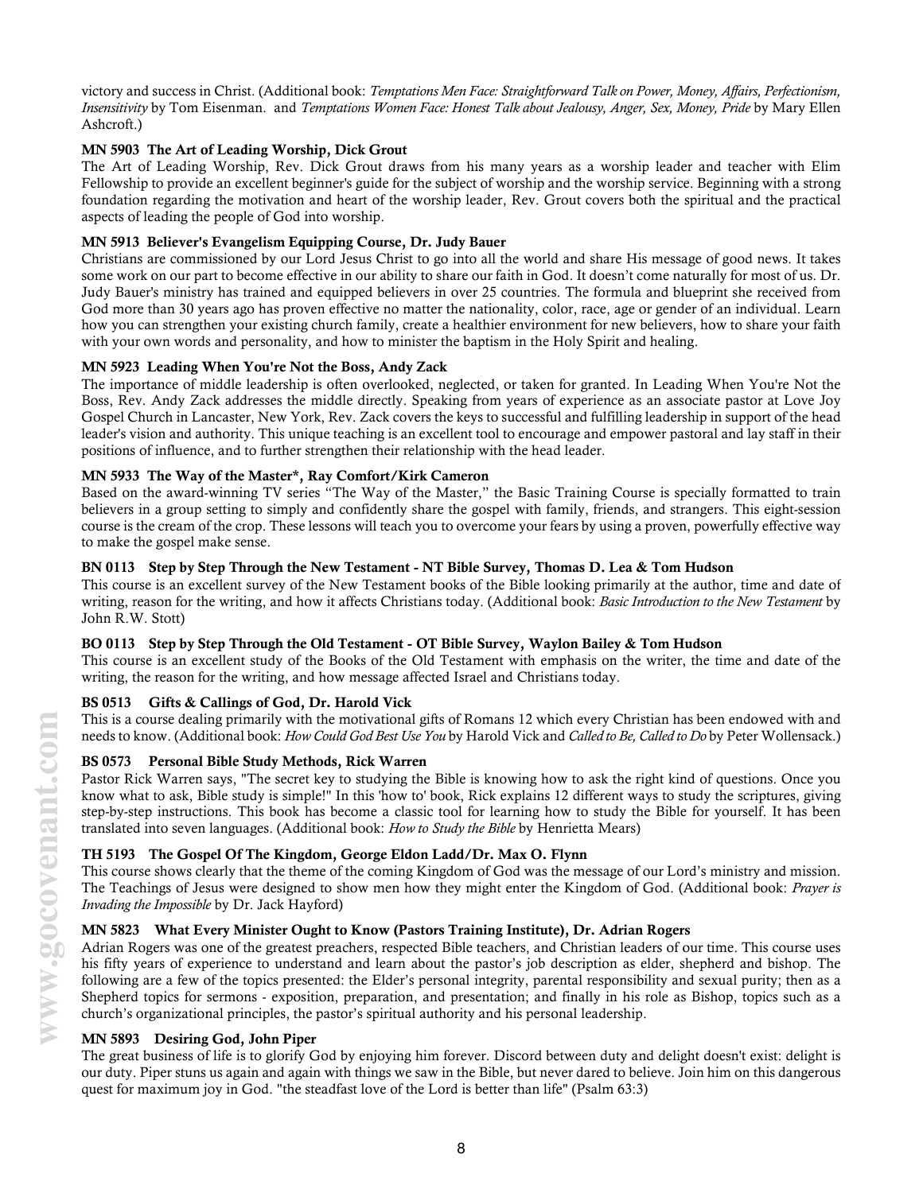victory and success in Christ. (Additional book: *Temptations Men Face: Straightforward Talk on Power, Money, Affairs, Perfectionism, Insensitivity* by Tom Eisenman. and *Temptations Women Face: Honest Talk about Jealousy, Anger, Sex, Money, Pride* by Mary Ellen Ashcroft.)

**MN 5903 The Art of Leading Worship, Dick Grout**

The Art of Leading Worship, Rev. Dick Grout draws from his many years as a worship leader and teacher with Elim Fellowship to provide an excellent beginner's guide for the subject of worship and the worship service. Beginning with a strong foundation regarding the motivation and heart of the worship leader, Rev. Grout covers both the spiritual and the practical aspects of leading the people of God into worship.

**MN 5913 Believer's Evangelism Equipping Course, Dr. Judy Bauer**

Christians are commissioned by our Lord Jesus Christ to go into all the world and share His message of good news. It takes some work on our part to become effective in our ability to share our faith in God. It doesn't come naturally for most of us. Dr. Judy Bauer's ministry has trained and equipped believers in over 25 countries. The formula and blueprint she received from God more than 30 years ago has proven effective no matter the nationality, color, race, age or gender of an individual. Learn how you can strengthen your existing church family, create a healthier environment for new believers, how to share your faith with your own words and personality, and how to minister the baptism in the Holy Spirit and healing.

**MN 5923 Leading When You're Not the Boss, Andy Zack**

The importance of middle leadership is often overlooked, neglected, or taken for granted. In Leading When You're Not the Boss, Rev. Andy Zack addresses the middle directly. Speaking from years of experience as an associate pastor at Love Joy Gospel Church in Lancaster, New York, Rev. Zack covers the keys to successful and fulfilling leadership in support of the head leader's vision and authority. This unique teaching is an excellent tool to encourage and empower pastoral and lay staff in their positions of influence, and to further strengthen their relationship with the head leader.

**MN 5933 The Way of the Master*, Ray Comfort/Kirk Cameron**

Based on the award-winning TV series "The Way of the Master," the Basic Training Course is specially formatted to train believers in a group setting to simply and confidently share the gospel with family, friends, and strangers. This eight-session course is the cream of the crop. These lessons will teach you to overcome your fears by using a proven, powerfully effective way to make the gospel make sense.

**BN 0113 Step by Step Through the New Testament - NT Bible Survey, Thomas D. Lea & Tom Hudson**

This course is an excellent survey of the New Testament books of the Bible looking primarily at the author, time and date of writing, reason for the writing, and how it affects Christians today. (Additional book: *Basic Introduction to the New Testament* by John R.W. Stott)

**BO 0113 Step by Step Through the Old Testament - OT Bible Survey, Waylon Bailey & Tom Hudson**

This course is an excellent study of the Books of the Old Testament with emphasis on the writer, the time and date of the writing, the reason for the writing, and how message affected Israel and Christians today.

**BS 0513 Gifts & Callings of God, Dr. Harold Vick**

This is a course dealing primarily with the motivational gifts of Romans 12 which every Christian has been endowed with and needs to know. (Additional book: *How Could God Best Use You* by Harold Vick and *Called to Be, Called to Do* by Peter Wollensack.)

**BS 0573 Personal Bible Study Methods, Rick Warren**

Pastor Rick Warren says, "The secret key to studying the Bible is knowing how to ask the right kind of questions. Once you know what to ask, Bible study is simple!" In this 'how to' book, Rick explains 12 different ways to study the scriptures, giving step-by-step instructions. This book has become a classic tool for learning how to study the Bible for yourself. It has been translated into seven languages. (Additional book: *How to Study the Bible* by Henrietta Mears)

**TH 5193 The Gospel Of The Kingdom, George Eldon Ladd/Dr. Max O. Flynn**

This course shows clearly that the theme of the coming Kingdom of God was the message of our Lord's ministry and mission. The Teachings of Jesus were designed to show men how they might enter the Kingdom of God. (Additional book: *Prayer is Invading the Impossible* by Dr. Jack Hayford)

**MN 5823 What Every Minister Ought to Know (Pastors Training Institute), Dr. Adrian Rogers**

Adrian Rogers was one of the greatest preachers, respected Bible teachers, and Christian leaders of our time. This course uses his fifty years of experience to understand and learn about the pastor's job description as elder, shepherd and bishop. The following are a few of the topics presented: the Elder's personal integrity, parental responsibility and sexual purity; then as a Shepherd topics for sermons - exposition, preparation, and presentation; and finally in his role as Bishop, topics such as a church's organizational principles, the pastor's spiritual authority and his personal leadership.

**MN 5893 Desiring God, John Piper**

The great business of life is to glorify God by enjoying him forever. Discord between duty and delight doesn't exist: delight is our duty. Piper stuns us again and again with things we saw in the Bible, but never dared to believe. Join him on this dangerous quest for maximum joy in God. "the steadfast love of the Lord is better than life" (Psalm 63:3)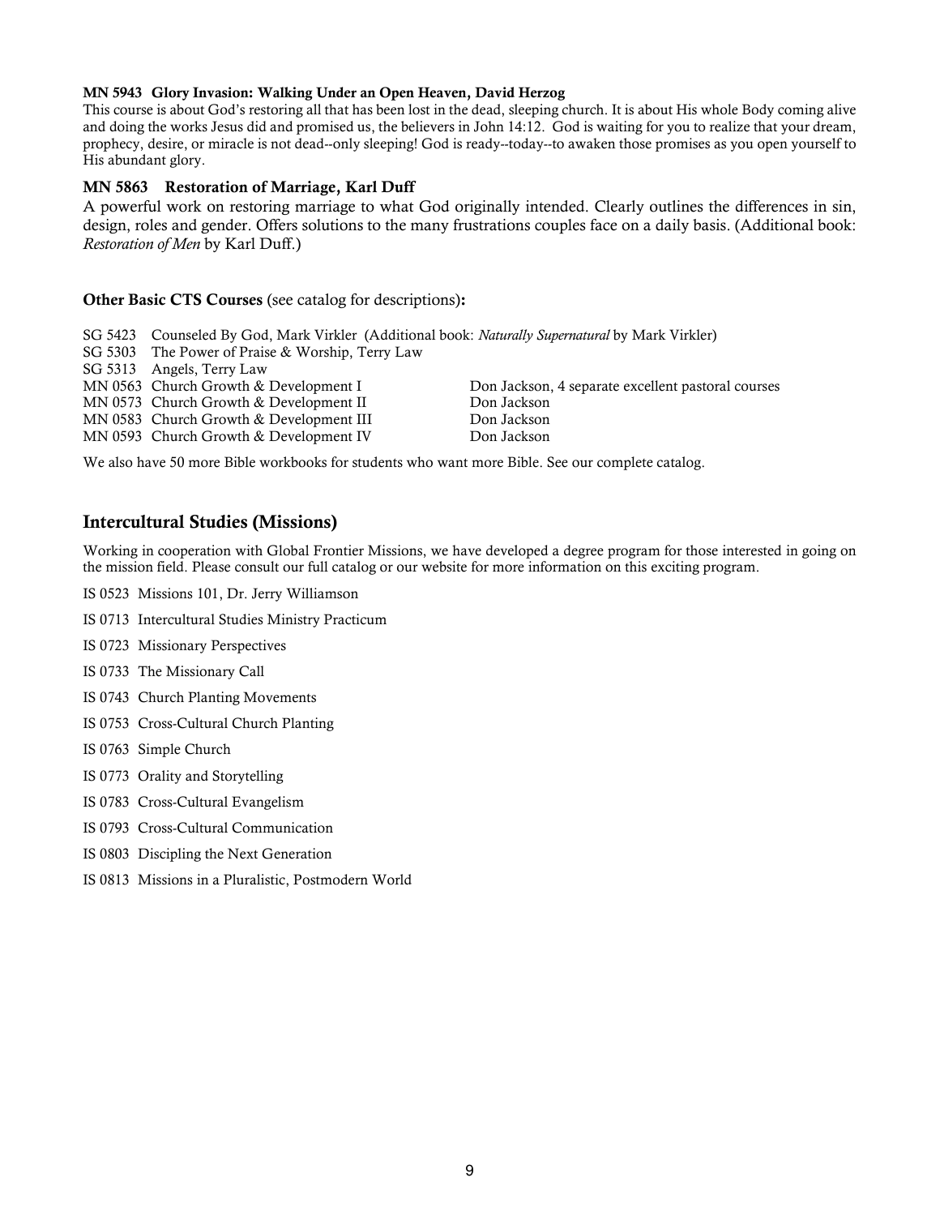**MN 5943 Glory Invasion: Walking Under an Open Heaven, David Herzog**

This course is about God's restoring all that has been lost in the dead, sleeping church. It is about His whole Body coming alive and doing the works Jesus did and promised us, the believers in John 14:12. God is waiting for you to realize that your dream, prophecy, desire, or miracle is not dead--only sleeping! God is ready--today--to awaken those promises as you open yourself to His abundant glory.

**MN 5863 Restoration of Marriage, Karl Duff**

A powerful work on restoring marriage to what God originally intended. Clearly outlines the differences in sin, design, roles and gender. Offers solutions to the many frustrations couples face on a daily basis. (Additional book: *Restoration of Men* by Karl Duff.)

**Other Basic CTS Courses** (see catalog for descriptions)**:**

SG 5423 Counseled By God, Mark Virkler (Additional book: *Naturally Supernatural* by Mark Virkler)
SG 5303 The Power of Praise & Worship, Terry Law
SG 5313 Angels, Terry Law

| | |
|---|---|
| MN 0563 Church Growth & Development I | Don Jackson, 4 separate excellent pastoral courses |
| MN 0573 Church Growth & Development II | Don Jackson |
| MN 0583 Church Growth & Development III | Don Jackson |
| MN 0593 Church Growth & Development IV | Don Jackson |

We also have 50 more Bible workbooks for students who want more Bible. See our complete catalog.

## Intercultural Studies (Missions)

Working in cooperation with Global Frontier Missions, we have developed a degree program for those interested in going on the mission field. Please consult our full catalog or our website for more information on this exciting program.

IS 0523 Missions 101, Dr. Jerry Williamson

IS 0713 Intercultural Studies Ministry Practicum

IS 0723 Missionary Perspectives

IS 0733 The Missionary Call

IS 0743 Church Planting Movements

IS 0753 Cross-Cultural Church Planting

IS 0763 Simple Church

IS 0773 Orality and Storytelling

IS 0783 Cross-Cultural Evangelism

IS 0793 Cross-Cultural Communication

IS 0803 Discipling the Next Generation

IS 0813 Missions in a Pluralistic, Postmodern World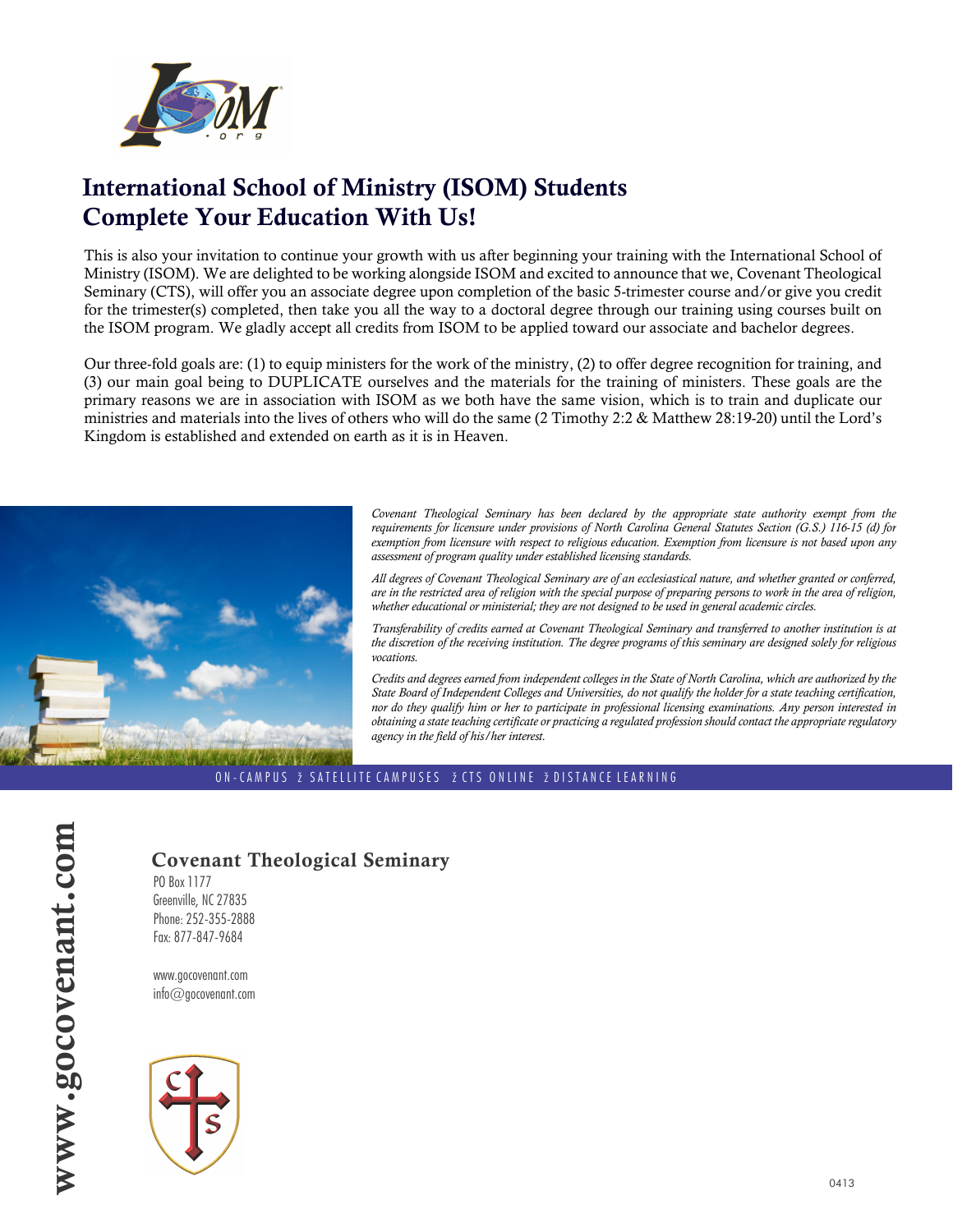# International School of Ministry (ISOM) Students Complete Your Education With Us!

This is also your invitation to continue your growth with us after beginning your training with the International School of Ministry (ISOM). We are delighted to be working alongside ISOM and excited to announce that we, Covenant Theological Seminary (CTS), will offer you an associate degree upon completion of the basic 5-trimester course and/or give you credit for the trimester(s) completed, then take you all the way to a doctoral degree through our training using courses built on the ISOM program. We gladly accept all credits from ISOM to be applied toward our associate and bachelor degrees.

Our three-fold goals are: (1) to equip ministers for the work of the ministry, (2) to offer degree recognition for training, and (3) our main goal being to DUPLICATE ourselves and the materials for the training of ministers. These goals are the primary reasons we are in association with ISOM as we both have the same vision, which is to train and duplicate our ministries and materials into the lives of others who will do the same (2 Timothy 2:2 & Matthew 28:19-20) until the Lord's Kingdom is established and extended on earth as it is in Heaven.

*Covenant Theological Seminary has been declared by the appropriate state authority exempt from the requirements for licensure under provisions of North Carolina General Statutes Section (G.S.) 116-15 (d) for exemption from licensure with respect to religious education. Exemption from licensure is not based upon any assessment of program quality under established licensing standards.*

*All degrees of Covenant Theological Seminary are of an ecclesiastical nature, and whether granted or conferred, are in the restricted area of religion with the special purpose of preparing persons to work in the area of religion, whether educational or ministerial; they are not designed to be used in general academic circles.*

*Transferability of credits earned at Covenant Theological Seminary and transferred to another institution is at the discretion of the receiving institution. The degree programs of this seminary are designed solely for religious vocations.*

*Credits and degrees earned from independent colleges in the State of North Carolina, which are authorized by the State Board of Independent Colleges and Universities, do not qualify the holder for a state teaching certification, nor do they qualify him or her to participate in professional licensing examinations. Any person interested in obtaining a state teaching certificate or practicing a regulated profession should contact the appropriate regulatory agency in the field of his/her interest.*

ON-CAMPUS • SATELLITE CAMPUSES • CTS ONLINE • DISTANCE LEARNING

www.gocovenant.com

## Covenant Theological Seminary

PO Box 1177
Greenville, NC 27835
Phone: 252-355-2888
Fax: 877-847-9684

www.gocovenant.com
info@gocovenant.com

0413